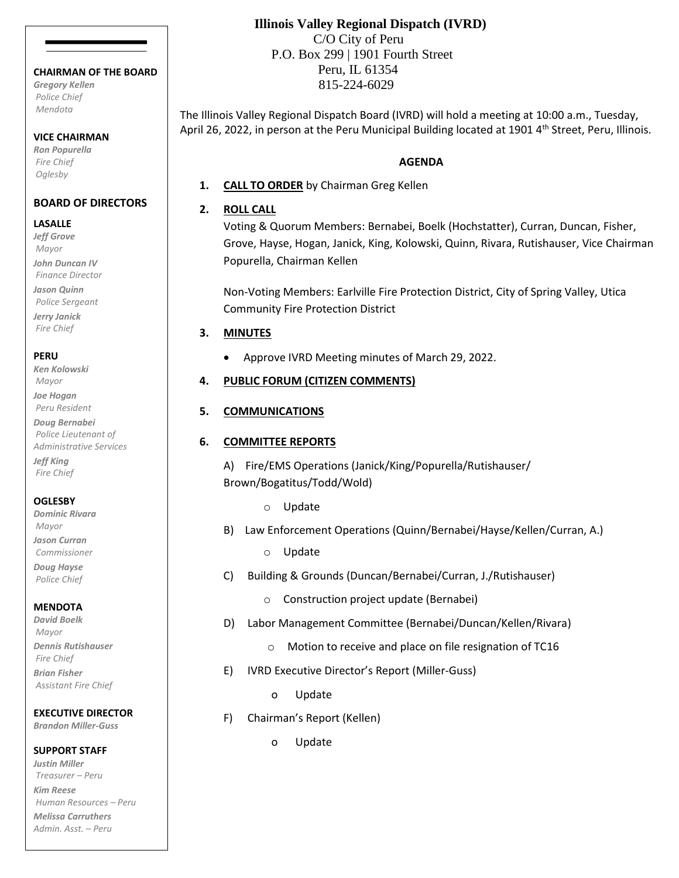# Illinois Valley Regional Dispatch (IVRD)

C/O City of Peru
P.O. Box 299 | 1901 Fourth Street
Peru, IL 61354
815-224-6029

The Illinois Valley Regional Dispatch Board (IVRD) will hold a meeting at 10:00 a.m., Tuesday, April 26, 2022, in person at the Peru Municipal Building located at 1901 4th Street, Peru, Illinois.

## AGENDA

1. **CALL TO ORDER** by Chairman Greg Kellen

2. **ROLL CALL**

   Voting & Quorum Members: Bernabei, Boelk (Hochstatter), Curran, Duncan, Fisher, Grove, Hayse, Hogan, Janick, King, Kolowski, Quinn, Rivara, Rutishauser, Vice Chairman Popurella, Chairman Kellen

   Non-Voting Members: Earlville Fire Protection District, City of Spring Valley, Utica Community Fire Protection District

3. **MINUTES**
   - Approve IVRD Meeting minutes of March 29, 2022.

4. **PUBLIC FORUM (CITIZEN COMMENTS)**

5. **COMMUNICATIONS**

6. **COMMITTEE REPORTS**

   A) Fire/EMS Operations (Janick/King/Popurella/Rutishauser/Brown/Bogatitus/Todd/Wold)
   - Update

   B) Law Enforcement Operations (Quinn/Bernabei/Hayse/Kellen/Curran, A.)
   - Update

   C) Building & Grounds (Duncan/Bernabei/Curran, J./Rutishauser)
   - Construction project update (Bernabei)

   D) Labor Management Committee (Bernabei/Duncan/Kellen/Rivara)
   - Motion to receive and place on file resignation of TC16

   E) IVRD Executive Director's Report (Miller-Guss)
   - Update

   F) Chairman's Report (Kellen)
   - Update

---

**CHAIRMAN OF THE BOARD**
*Gregory Kellen*
*Police Chief*
*Mendota*

**VICE CHAIRMAN**
*Ron Popurella*
*Fire Chief*
*Oglesby*

**BOARD OF DIRECTORS**

**LASALLE**
*Jeff Grove*
*Mayor*
*John Duncan IV*
*Finance Director*
*Jason Quinn*
*Police Sergeant*
*Jerry Janick*
*Fire Chief*

**PERU**
*Ken Kolowski*
*Mayor*
*Joe Hogan*
*Peru Resident*
*Doug Bernabei*
*Police Lieutenant of Administrative Services*
*Jeff King*
*Fire Chief*

**OGLESBY**
*Dominic Rivara*
*Mayor*
*Jason Curran*
*Commissioner*
*Doug Hayse*
*Police Chief*

**MENDOTA**
*David Boelk*
*Mayor*
*Dennis Rutishauser*
*Fire Chief*
*Brian Fisher*
*Assistant Fire Chief*

**EXECUTIVE DIRECTOR**
*Brandon Miller-Guss*

**SUPPORT STAFF**
*Justin Miller*
*Treasurer – Peru*
*Kim Reese*
*Human Resources – Peru*
*Melissa Carruthers*
*Admin. Asst. – Peru*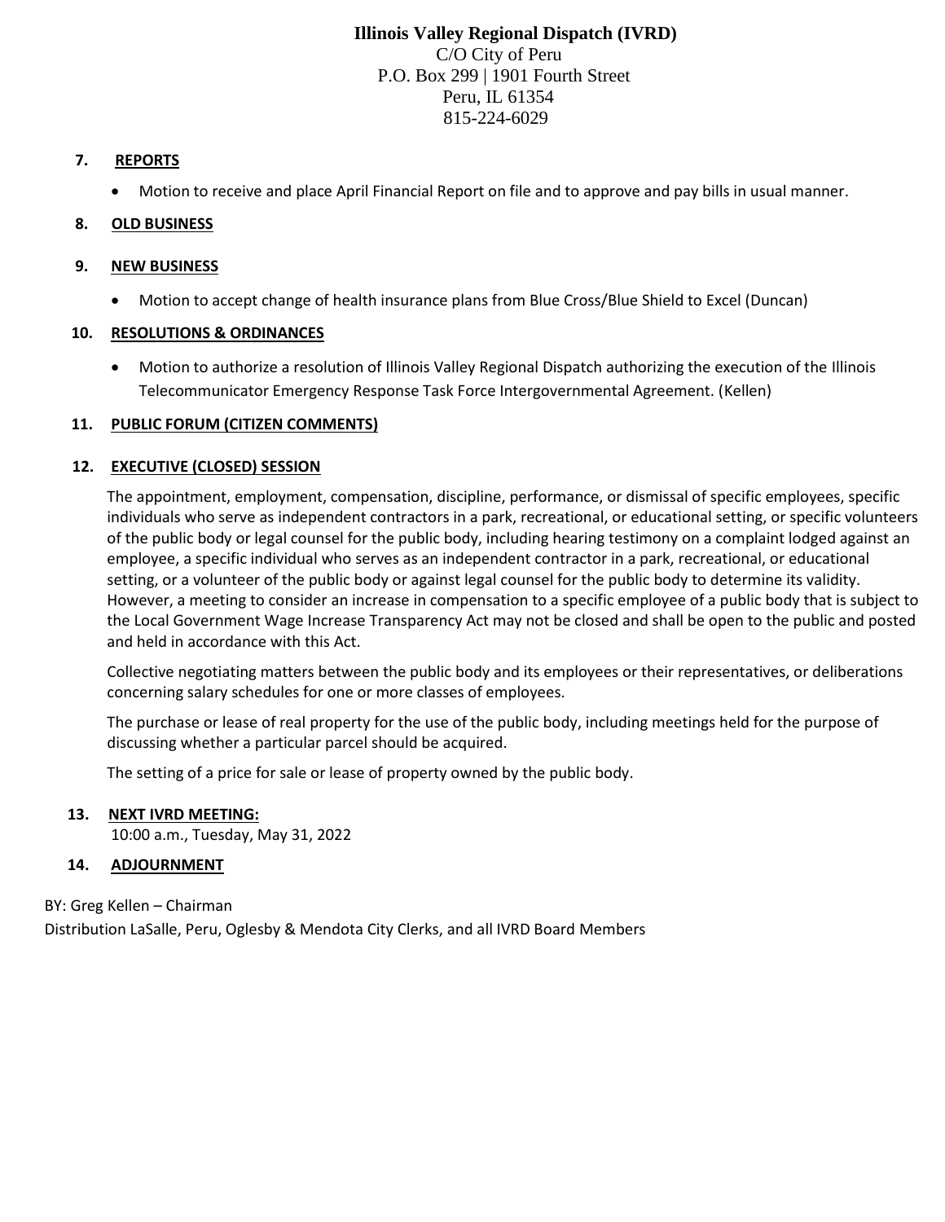**Illinois Valley Regional Dispatch (IVRD)**
C/O City of Peru
P.O. Box 299 | 1901 Fourth Street
Peru, IL 61354
815-224-6029

**7. REPORTS**

- Motion to receive and place April Financial Report on file and to approve and pay bills in usual manner.

**8. OLD BUSINESS**

**9. NEW BUSINESS**

- Motion to accept change of health insurance plans from Blue Cross/Blue Shield to Excel (Duncan)

**10. RESOLUTIONS & ORDINANCES**

- Motion to authorize a resolution of Illinois Valley Regional Dispatch authorizing the execution of the Illinois Telecommunicator Emergency Response Task Force Intergovernmental Agreement. (Kellen)

**11. PUBLIC FORUM (CITIZEN COMMENTS)**

**12. EXECUTIVE (CLOSED) SESSION**

The appointment, employment, compensation, discipline, performance, or dismissal of specific employees, specific individuals who serve as independent contractors in a park, recreational, or educational setting, or specific volunteers of the public body or legal counsel for the public body, including hearing testimony on a complaint lodged against an employee, a specific individual who serves as an independent contractor in a park, recreational, or educational setting, or a volunteer of the public body or against legal counsel for the public body to determine its validity. However, a meeting to consider an increase in compensation to a specific employee of a public body that is subject to the Local Government Wage Increase Transparency Act may not be closed and shall be open to the public and posted and held in accordance with this Act.

Collective negotiating matters between the public body and its employees or their representatives, or deliberations concerning salary schedules for one or more classes of employees.

The purchase or lease of real property for the use of the public body, including meetings held for the purpose of discussing whether a particular parcel should be acquired.

The setting of a price for sale or lease of property owned by the public body.

**13. NEXT IVRD MEETING:**
10:00 a.m., Tuesday, May 31, 2022

**14. ADJOURNMENT**

BY: Greg Kellen – Chairman
Distribution LaSalle, Peru, Oglesby & Mendota City Clerks, and all IVRD Board Members